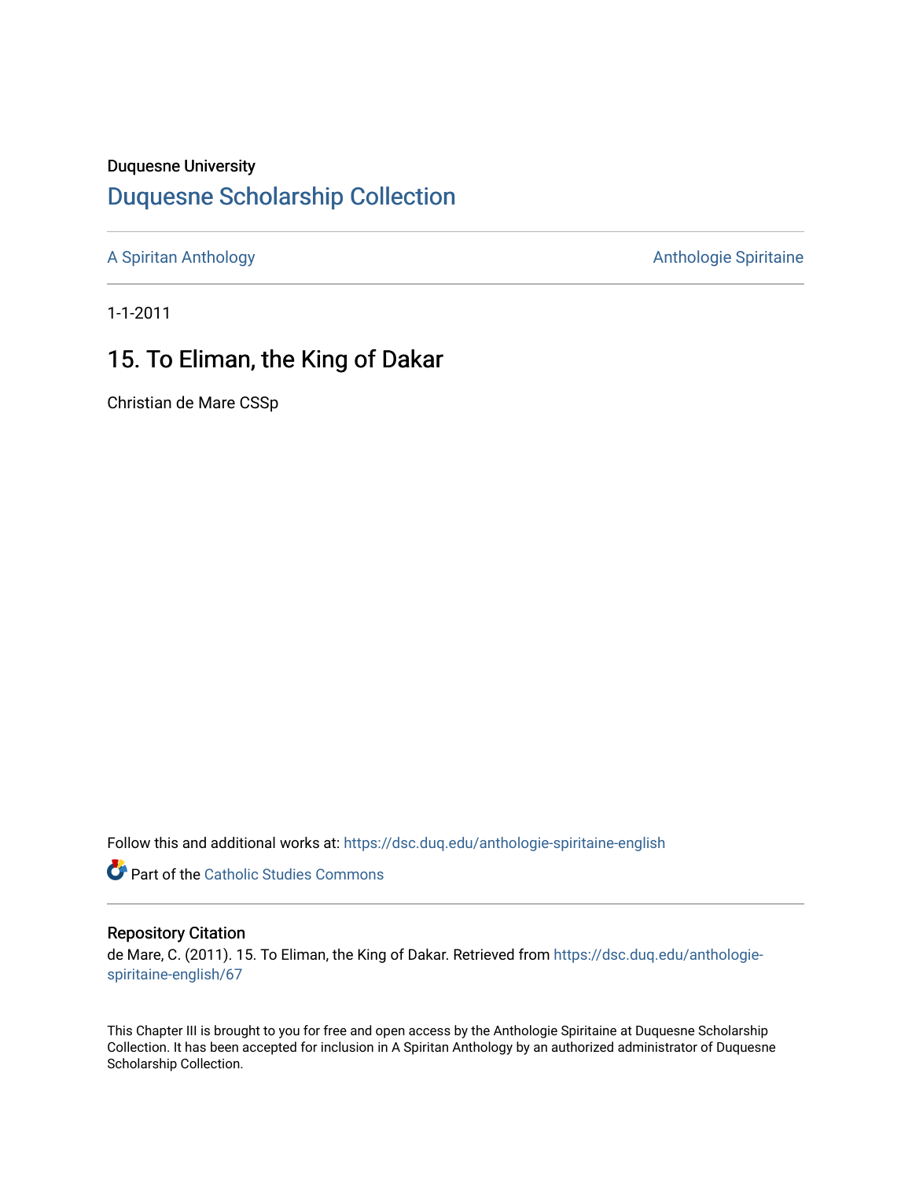Duquesne University

# Duquesne Scholarship Collection

A Spiritan Anthology

Anthologie Spiritaine

1-1-2011

## 15. To Eliman, the King of Dakar

Christian de Mare CSSp

Follow this and additional works at: https://dsc.duq.edu/anthologie-spiritaine-english

Part of the Catholic Studies Commons

### Repository Citation

de Mare, C. (2011). 15. To Eliman, the King of Dakar. Retrieved from https://dsc.duq.edu/anthologie-spiritaine-english/67

This Chapter III is brought to you for free and open access by the Anthologie Spiritaine at Duquesne Scholarship Collection. It has been accepted for inclusion in A Spiritan Anthology by an authorized administrator of Duquesne Scholarship Collection.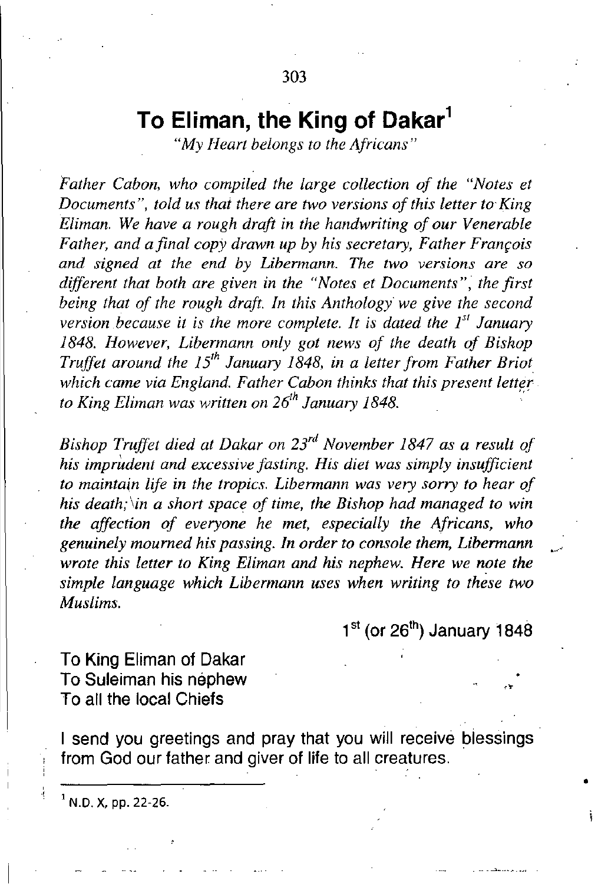# To Eliman, the King of Dakar[1]

*"My Heart belongs to the Africans"*

*Father Cabon, who compiled the large collection of the "Notes et Documents", told us that there are two versions of this letter to King Eliman. We have a rough draft in the handwriting of our Venerable Father, and a final copy drawn up by his secretary, Father François and signed at the end by Libermann. The two versions are so different that both are given in the "Notes et Documents", the first being that of the rough draft. In this Anthology we give the second version because it is the more complete. It is dated the 1st January 1848. However, Libermann only got news of the death of Bishop Truffet around the 15th January 1848, in a letter from Father Briot which came via England. Father Cabon thinks that this present letter to King Eliman was written on 26th January 1848.*

*Bishop Truffet died at Dakar on 23rd November 1847 as a result of his imprudent and excessive fasting. His diet was simply insufficient to maintain life in the tropics. Libermann was very sorry to hear of his death; in a short space of time, the Bishop had managed to win the affection of everyone he met, especially the Africans, who genuinely mourned his passing. In order to console them, Libermann wrote this letter to King Eliman and his nephew. Here we note the simple language which Libermann uses when writing to these two Muslims.*

1st (or 26th) January 1848

To King Eliman of Dakar
To Suleiman his nephew
To all the local Chiefs

I send you greetings and pray that you will receive blessings from God our father and giver of life to all creatures.

---

[1] N.D. X, pp. 22-26.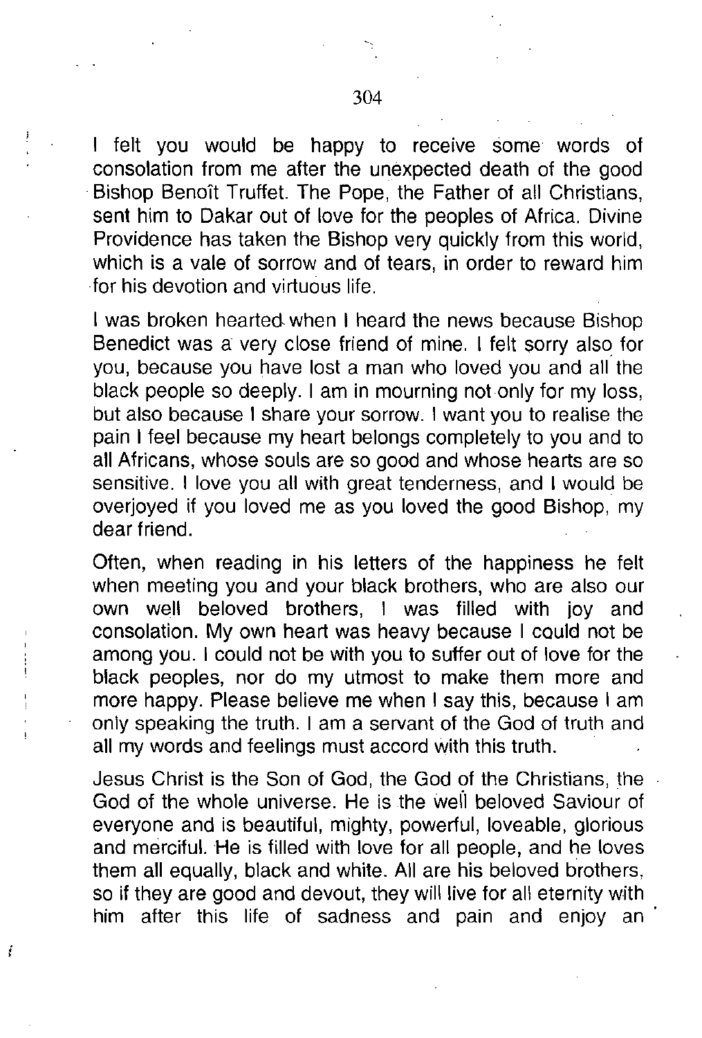I felt you would be happy to receive some words of consolation from me after the unexpected death of the good Bishop Benoît Truffet. The Pope, the Father of all Christians, sent him to Dakar out of love for the peoples of Africa. Divine Providence has taken the Bishop very quickly from this world, which is a vale of sorrow and of tears, in order to reward him for his devotion and virtuous life.

I was broken hearted when I heard the news because Bishop Benedict was a very close friend of mine. I felt sorry also for you, because you have lost a man who loved you and all the black people so deeply. I am in mourning not only for my loss, but also because I share your sorrow. I want you to realise the pain I feel because my heart belongs completely to you and to all Africans, whose souls are so good and whose hearts are so sensitive. I love you all with great tenderness, and I would be overjoyed if you loved me as you loved the good Bishop, my dear friend.

Often, when reading in his letters of the happiness he felt when meeting you and your black brothers, who are also our own well beloved brothers, I was filled with joy and consolation. My own heart was heavy because I could not be among you. I could not be with you to suffer out of love for the black peoples, nor do my utmost to make them more and more happy. Please believe me when I say this, because I am only speaking the truth. I am a servant of the God of truth and all my words and feelings must accord with this truth.

Jesus Christ is the Son of God, the God of the Christians, the God of the whole universe. He is the well beloved Saviour of everyone and is beautiful, mighty, powerful, loveable, glorious and merciful. He is filled with love for all people, and he loves them all equally, black and white. All are his beloved brothers, so if they are good and devout, they will live for all eternity with him after this life of sadness and pain and enjoy an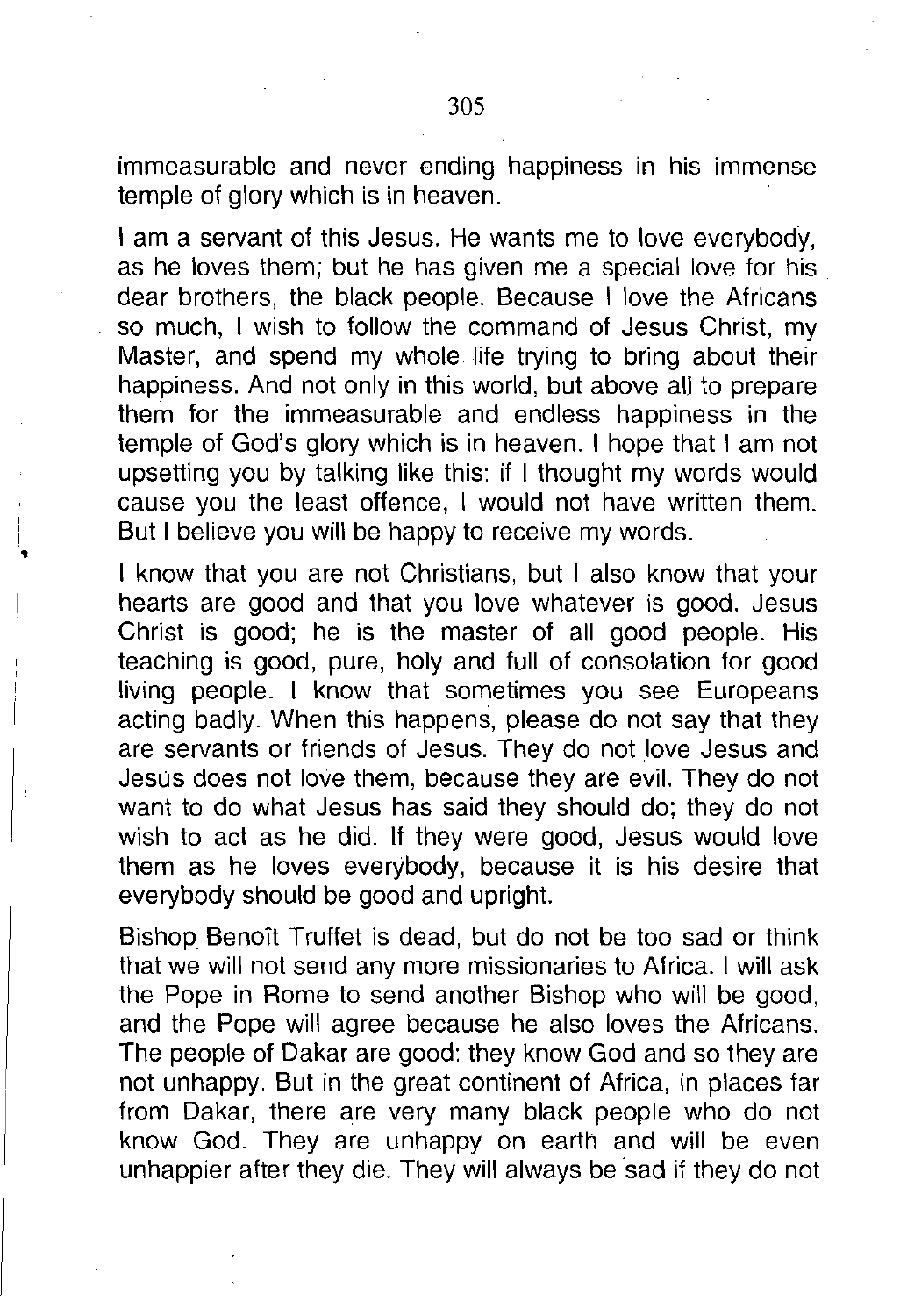immeasurable and never ending happiness in his immense temple of glory which is in heaven.

I am a servant of this Jesus. He wants me to love everybody, as he loves them; but he has given me a special love for his dear brothers, the black people. Because I love the Africans so much, I wish to follow the command of Jesus Christ, my Master, and spend my whole life trying to bring about their happiness. And not only in this world, but above all to prepare them for the immeasurable and endless happiness in the temple of God's glory which is in heaven. I hope that I am not upsetting you by talking like this: if I thought my words would cause you the least offence, I would not have written them. But I believe you will be happy to receive my words.

I know that you are not Christians, but I also know that your hearts are good and that you love whatever is good. Jesus Christ is good; he is the master of all good people. His teaching is good, pure, holy and full of consolation for good living people. I know that sometimes you see Europeans acting badly. When this happens, please do not say that they are servants or friends of Jesus. They do not love Jesus and Jesus does not love them, because they are evil. They do not want to do what Jesus has said they should do; they do not wish to act as he did. If they were good, Jesus would love them as he loves everybody, because it is his desire that everybody should be good and upright.

Bishop Benoît Truffet is dead, but do not be too sad or think that we will not send any more missionaries to Africa. I will ask the Pope in Rome to send another Bishop who will be good, and the Pope will agree because he also loves the Africans. The people of Dakar are good: they know God and so they are not unhappy. But in the great continent of Africa, in places far from Dakar, there are very many black people who do not know God. They are unhappy on earth and will be even unhappier after they die. They will always be sad if they do not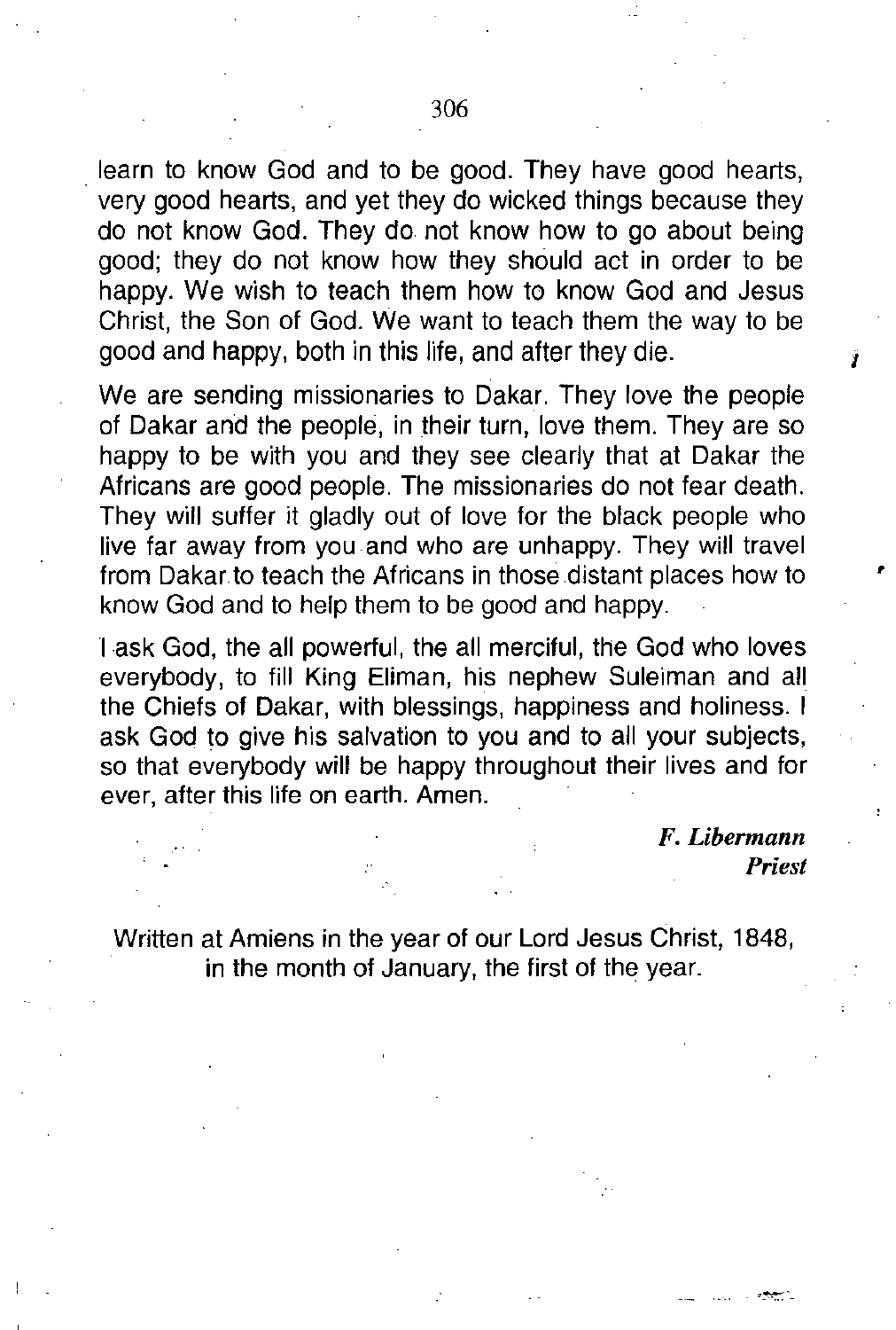learn to know God and to be good. They have good hearts, very good hearts, and yet they do wicked things because they do not know God. They do not know how to go about being good; they do not know how they should act in order to be happy. We wish to teach them how to know God and Jesus Christ, the Son of God. We want to teach them the way to be good and happy, both in this life, and after they die.

We are sending missionaries to Dakar. They love the people of Dakar and the people, in their turn, love them. They are so happy to be with you and they see clearly that at Dakar the Africans are good people. The missionaries do not fear death. They will suffer it gladly out of love for the black people who live far away from you and who are unhappy. They will travel from Dakar to teach the Africans in those distant places how to know God and to help them to be good and happy.

I ask God, the all powerful, the all merciful, the God who loves everybody, to fill King Eliman, his nephew Suleiman and all the Chiefs of Dakar, with blessings, happiness and holiness. I ask God to give his salvation to you and to all your subjects, so that everybody will be happy throughout their lives and for ever, after this life on earth. Amen.

***F. Libermann***
***Priest***

Written at Amiens in the year of our Lord Jesus Christ, 1848, in the month of January, the first of the year.